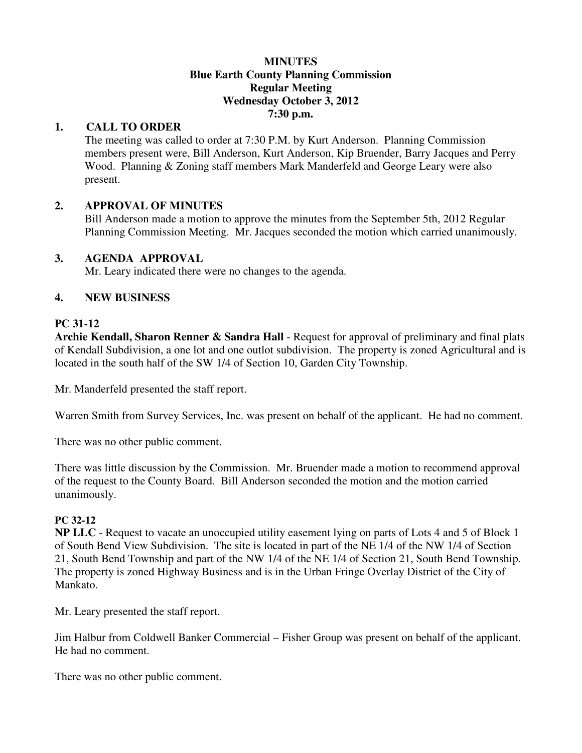# MINUTES
## Blue Earth County Planning Commission
## Regular Meeting
## Wednesday October 3, 2012
## 7:30 p.m.

### 1. CALL TO ORDER

The meeting was called to order at 7:30 P.M. by Kurt Anderson. Planning Commission members present were, Bill Anderson, Kurt Anderson, Kip Bruender, Barry Jacques and Perry Wood. Planning & Zoning staff members Mark Manderfeld and George Leary were also present.

### 2. APPROVAL OF MINUTES

Bill Anderson made a motion to approve the minutes from the September 5th, 2012 Regular Planning Commission Meeting. Mr. Jacques seconded the motion which carried unanimously.

### 3. AGENDA APPROVAL

Mr. Leary indicated there were no changes to the agenda.

### 4. NEW BUSINESS

**PC 31-12**

**Archie Kendall, Sharon Renner & Sandra Hall** - Request for approval of preliminary and final plats of Kendall Subdivision, a one lot and one outlot subdivision. The property is zoned Agricultural and is located in the south half of the SW 1/4 of Section 10, Garden City Township.

Mr. Manderfeld presented the staff report.

Warren Smith from Survey Services, Inc. was present on behalf of the applicant. He had no comment.

There was no other public comment.

There was little discussion by the Commission. Mr. Bruender made a motion to recommend approval of the request to the County Board. Bill Anderson seconded the motion and the motion carried unanimously.

**PC 32-12**

**NP LLC** - Request to vacate an unoccupied utility easement lying on parts of Lots 4 and 5 of Block 1 of South Bend View Subdivision. The site is located in part of the NE 1/4 of the NW 1/4 of Section 21, South Bend Township and part of the NW 1/4 of the NE 1/4 of Section 21, South Bend Township. The property is zoned Highway Business and is in the Urban Fringe Overlay District of the City of Mankato.

Mr. Leary presented the staff report.

Jim Halbur from Coldwell Banker Commercial – Fisher Group was present on behalf of the applicant. He had no comment.

There was no other public comment.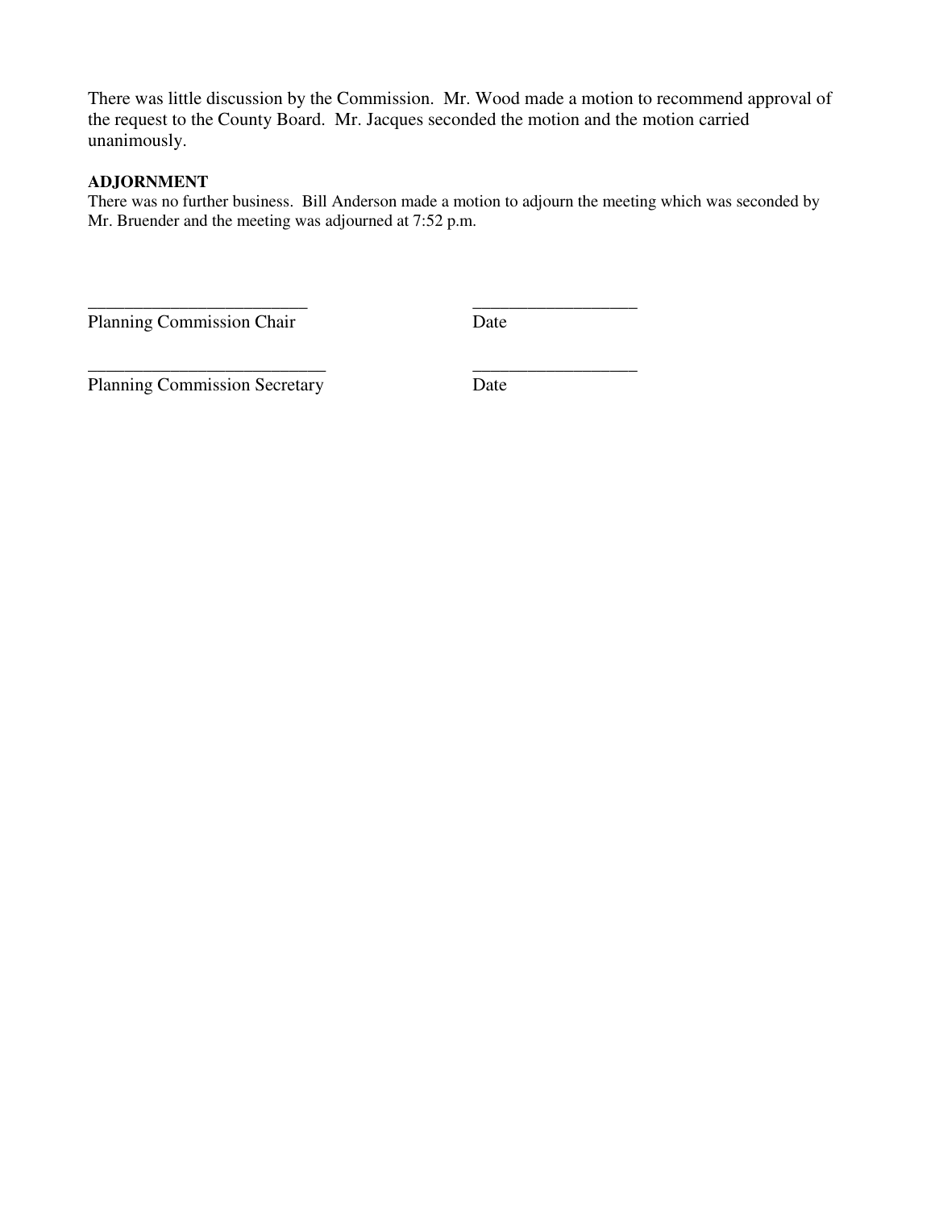There was little discussion by the Commission. Mr. Wood made a motion to recommend approval of the request to the County Board. Mr. Jacques seconded the motion and the motion carried unanimously.

**ADJOURNMENT**

There was no further business. Bill Anderson made a motion to adjourn the meeting which was seconded by Mr. Bruender and the meeting was adjourned at 7:52 p.m.

________________________  ________________
Planning Commission Chair  Date

__________________________  ________________
Planning Commission Secretary  Date